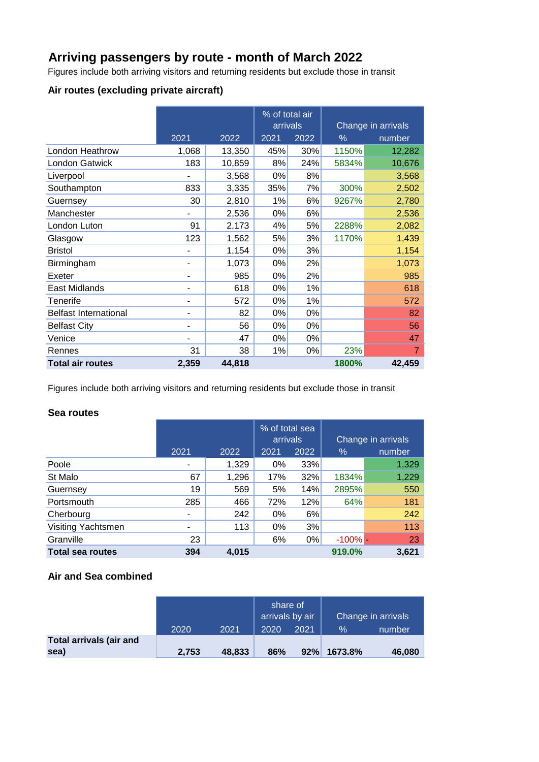# Arriving passengers by route - month of March 2022

Figures include both arriving visitors and returning residents but exclude those in transit

### Air routes (excluding private aircraft)

| | 2021 | 2022 | % of total air arrivals 2021 | 2022 | Change in arrivals % | number |
|---|---|---|---|---|---|---|
| London Heathrow | 1,068 | 13,350 | 45% | 30% | 1150% | 12,282 |
| London Gatwick | 183 | 10,859 | 8% | 24% | 5834% | 10,676 |
| Liverpool | - | 3,568 | 0% | 8% | | 3,568 |
| Southampton | 833 | 3,335 | 35% | 7% | 300% | 2,502 |
| Guernsey | 30 | 2,810 | 1% | 6% | 9267% | 2,780 |
| Manchester | - | 2,536 | 0% | 6% | | 2,536 |
| London Luton | 91 | 2,173 | 4% | 5% | 2288% | 2,082 |
| Glasgow | 123 | 1,562 | 5% | 3% | 1170% | 1,439 |
| Bristol | - | 1,154 | 0% | 3% | | 1,154 |
| Birmingham | - | 1,073 | 0% | 2% | | 1,073 |
| Exeter | - | 985 | 0% | 2% | | 985 |
| East Midlands | - | 618 | 0% | 1% | | 618 |
| Tenerife | - | 572 | 0% | 1% | | 572 |
| Belfast International | - | 82 | 0% | 0% | | 82 |
| Belfast City | - | 56 | 0% | 0% | | 56 |
| Venice | - | 47 | 0% | 0% | | 47 |
| Rennes | 31 | 38 | 1% | 0% | 23% | 7 |
| **Total air routes** | **2,359** | **44,818** | | | **1800%** | **42,459** |

Figures include both arriving visitors and returning residents but exclude those in transit

### Sea routes

| | 2021 | 2022 | % of total sea arrivals 2021 | 2022 | Change in arrivals % | number |
|---|---|---|---|---|---|---|
| Poole | - | 1,329 | 0% | 33% | | 1,329 |
| St Malo | 67 | 1,296 | 17% | 32% | 1834% | 1,229 |
| Guernsey | 19 | 569 | 5% | 14% | 2895% | 550 |
| Portsmouth | 285 | 466 | 72% | 12% | 64% | 181 |
| Cherbourg | - | 242 | 0% | 6% | | 242 |
| Visiting Yachtsmen | - | 113 | 0% | 3% | | 113 |
| Granville | 23 | | 6% | 0% | -100% | - 23 |
| **Total sea routes** | **394** | **4,015** | | | **919.0%** | **3,621** |

### Air and Sea combined

| | 2020 | 2021 | share of arrivals by air 2020 | 2021 | Change in arrivals % | number |
|---|---|---|---|---|---|---|
| **Total arrivals (air and sea)** | **2,753** | **48,833** | **86%** | **92%** | **1673.8%** | **46,080** |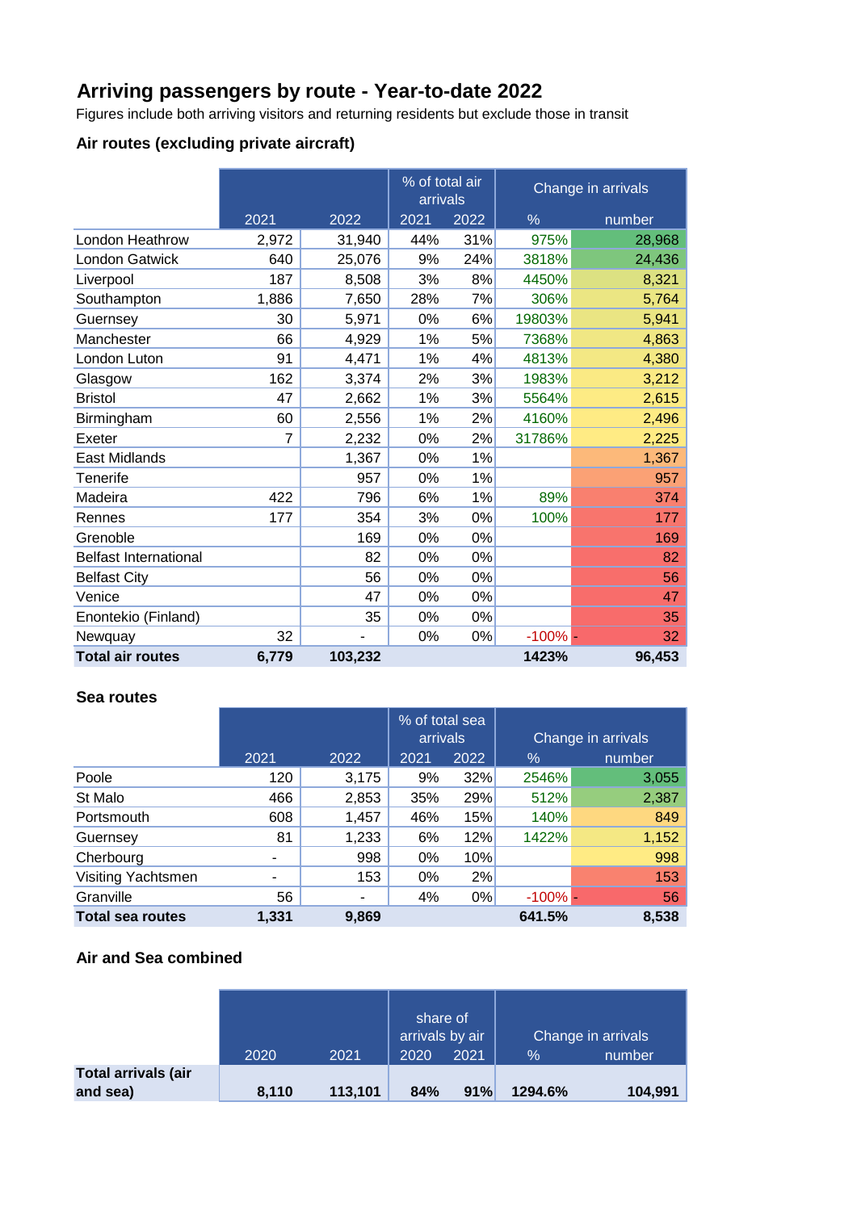# Arriving passengers by route - Year-to-date 2022

Figures include both arriving visitors and returning residents but exclude those in transit

### Air routes (excluding private aircraft)

| | | | % of total air arrivals | | Change in arrivals | |
|---|---|---|---|---|---|---|
| | 2021 | 2022 | 2021 | 2022 | % | number |
| London Heathrow | 2,972 | 31,940 | 44% | 31% | 975% | 28,968 |
| London Gatwick | 640 | 25,076 | 9% | 24% | 3818% | 24,436 |
| Liverpool | 187 | 8,508 | 3% | 8% | 4450% | 8,321 |
| Southampton | 1,886 | 7,650 | 28% | 7% | 306% | 5,764 |
| Guernsey | 30 | 5,971 | 0% | 6% | 19803% | 5,941 |
| Manchester | 66 | 4,929 | 1% | 5% | 7368% | 4,863 |
| London Luton | 91 | 4,471 | 1% | 4% | 4813% | 4,380 |
| Glasgow | 162 | 3,374 | 2% | 3% | 1983% | 3,212 |
| Bristol | 47 | 2,662 | 1% | 3% | 5564% | 2,615 |
| Birmingham | 60 | 2,556 | 1% | 2% | 4160% | 2,496 |
| Exeter | 7 | 2,232 | 0% | 2% | 31786% | 2,225 |
| East Midlands | | 1,367 | 0% | 1% | | 1,367 |
| Tenerife | | 957 | 0% | 1% | | 957 |
| Madeira | 422 | 796 | 6% | 1% | 89% | 374 |
| Rennes | 177 | 354 | 3% | 0% | 100% | 177 |
| Grenoble | | 169 | 0% | 0% | | 169 |
| Belfast International | | 82 | 0% | 0% | | 82 |
| Belfast City | | 56 | 0% | 0% | | 56 |
| Venice | | 47 | 0% | 0% | | 47 |
| Enontekio (Finland) | | 35 | 0% | 0% | | 35 |
| Newquay | 32 | - | 0% | 0% | -100% | - 32 |
| **Total air routes** | **6,779** | **103,232** | | | **1423%** | **96,453** |

### Sea routes

| | | | % of total sea arrivals | | Change in arrivals | |
|---|---|---|---|---|---|---|
| | 2021 | 2022 | 2021 | 2022 | % | number |
| Poole | 120 | 3,175 | 9% | 32% | 2546% | 3,055 |
| St Malo | 466 | 2,853 | 35% | 29% | 512% | 2,387 |
| Portsmouth | 608 | 1,457 | 46% | 15% | 140% | 849 |
| Guernsey | 81 | 1,233 | 6% | 12% | 1422% | 1,152 |
| Cherbourg | - | 998 | 0% | 10% | | 998 |
| Visiting Yachtsmen | - | 153 | 0% | 2% | | 153 |
| Granville | 56 | - | 4% | 0% | -100% | - 56 |
| **Total sea routes** | **1,331** | **9,869** | | | **641.5%** | **8,538** |

### Air and Sea combined

| | | | share of arrivals by air | | Change in arrivals | |
|---|---|---|---|---|---|---|
| | 2020 | 2021 | 2020 | 2021 | % | number |
| **Total arrivals (air and sea)** | **8,110** | **113,101** | **84%** | **91%** | **1294.6%** | **104,991** |